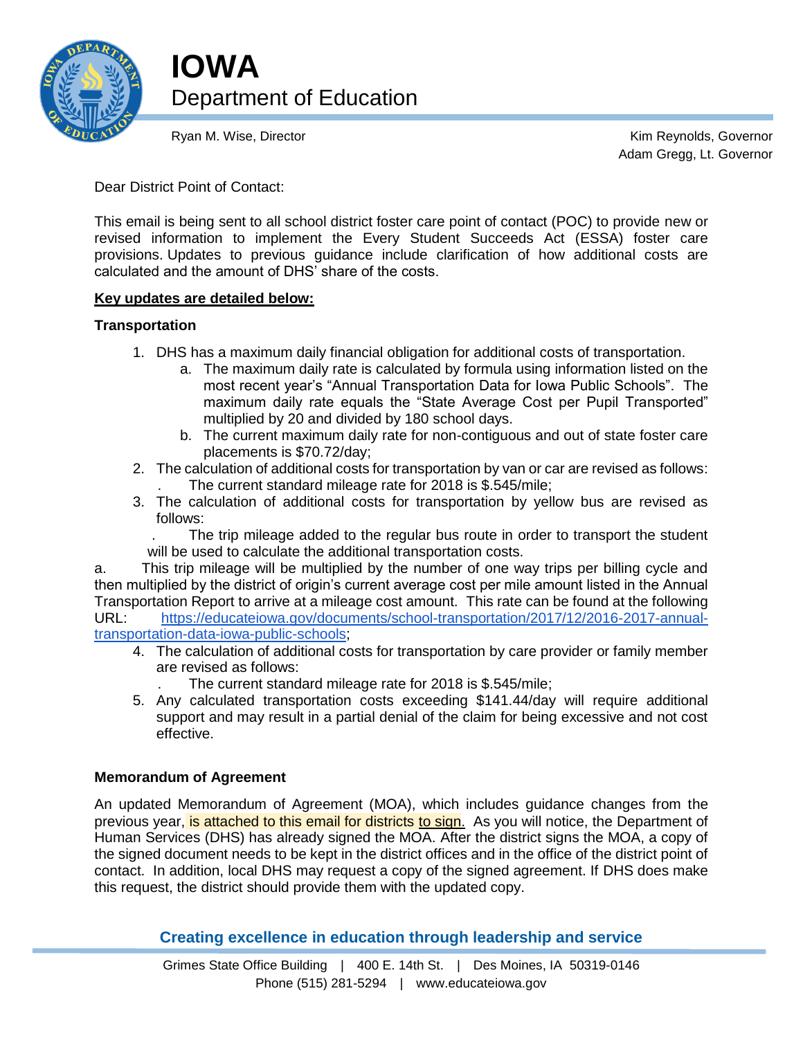# IOWA
## Department of Education

Ryan M. Wise, Director

Kim Reynolds, Governor
Adam Gregg, Lt. Governor

Dear District Point of Contact:

This email is being sent to all school district foster care point of contact (POC) to provide new or revised information to implement the Every Student Succeeds Act (ESSA) foster care provisions. Updates to previous guidance include clarification of how additional costs are calculated and the amount of DHS' share of the costs.

**Key updates are detailed below:**

**Transportation**

1. DHS has a maximum daily financial obligation for additional costs of transportation.
   a. The maximum daily rate is calculated by formula using information listed on the most recent year's "Annual Transportation Data for Iowa Public Schools". The maximum daily rate equals the "State Average Cost per Pupil Transported" multiplied by 20 and divided by 180 school days.
   b. The current maximum daily rate for non-contiguous and out of state foster care placements is $70.72/day;
2. The calculation of additional costs for transportation by van or car are revised as follows:
   . The current standard mileage rate for 2018 is $.545/mile;
3. The calculation of additional costs for transportation by yellow bus are revised as follows:
   . The trip mileage added to the regular bus route in order to transport the student will be used to calculate the additional transportation costs.

a. This trip mileage will be multiplied by the number of one way trips per billing cycle and then multiplied by the district of origin's current average cost per mile amount listed in the Annual Transportation Report to arrive at a mileage cost amount. This rate can be found at the following URL: https://educateiowa.gov/documents/school-transportation/2017/12/2016-2017-annual-transportation-data-iowa-public-schools;

4. The calculation of additional costs for transportation by care provider or family member are revised as follows:
   . The current standard mileage rate for 2018 is $.545/mile;
5. Any calculated transportation costs exceeding $141.44/day will require additional support and may result in a partial denial of the claim for being excessive and not cost effective.

**Memorandum of Agreement**

An updated Memorandum of Agreement (MOA), which includes guidance changes from the previous year, is attached to this email for districts to sign. As you will notice, the Department of Human Services (DHS) has already signed the MOA. After the district signs the MOA, a copy of the signed document needs to be kept in the district offices and in the office of the district point of contact. In addition, local DHS may request a copy of the signed agreement. If DHS does make this request, the district should provide them with the updated copy.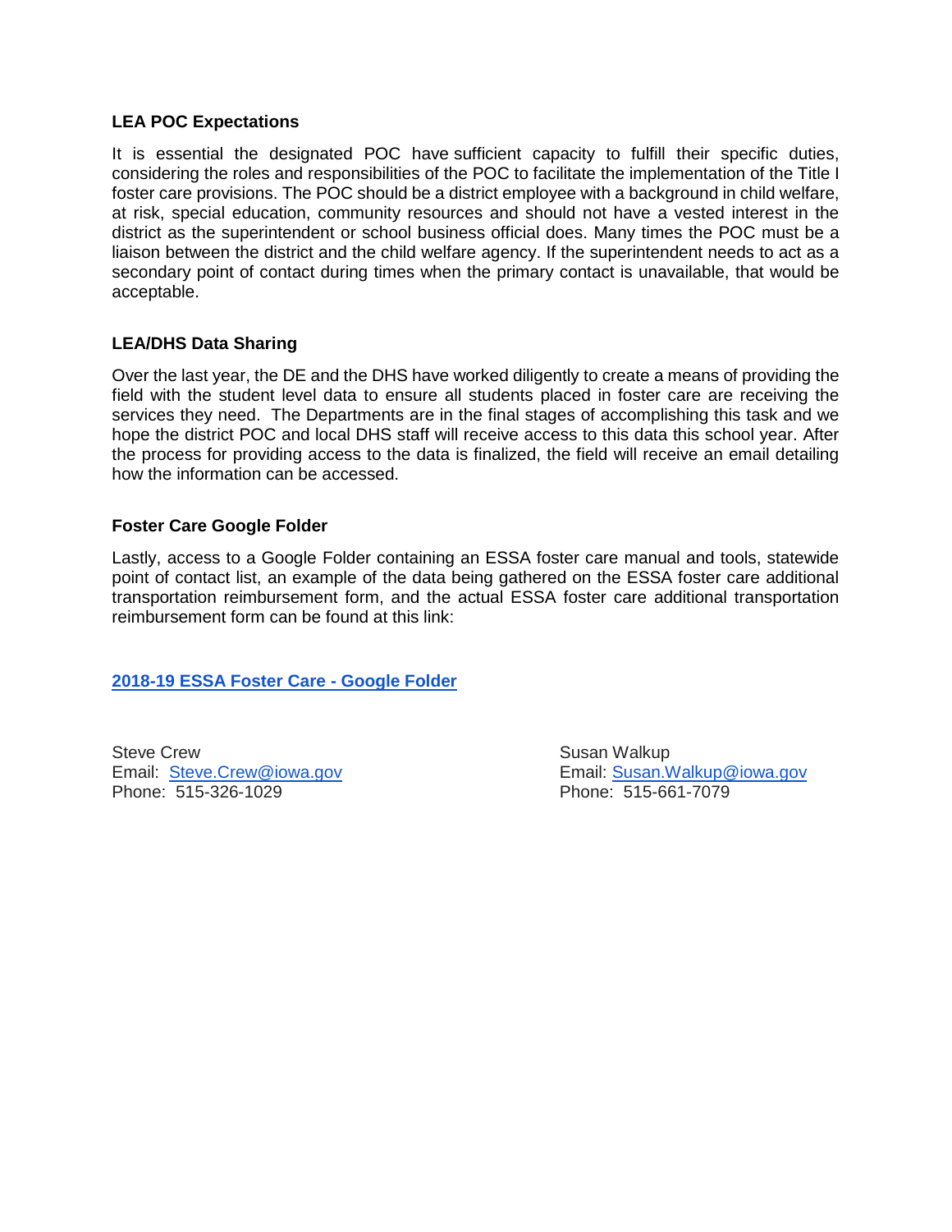### LEA POC Expectations

It is essential the designated POC have sufficient capacity to fulfill their specific duties, considering the roles and responsibilities of the POC to facilitate the implementation of the Title I foster care provisions. The POC should be a district employee with a background in child welfare, at risk, special education, community resources and should not have a vested interest in the district as the superintendent or school business official does. Many times the POC must be a liaison between the district and the child welfare agency. If the superintendent needs to act as a secondary point of contact during times when the primary contact is unavailable, that would be acceptable.

### LEA/DHS Data Sharing

Over the last year, the DE and the DHS have worked diligently to create a means of providing the field with the student level data to ensure all students placed in foster care are receiving the services they need. The Departments are in the final stages of accomplishing this task and we hope the district POC and local DHS staff will receive access to this data this school year. After the process for providing access to the data is finalized, the field will receive an email detailing how the information can be accessed.

### Foster Care Google Folder

Lastly, access to a Google Folder containing an ESSA foster care manual and tools, statewide point of contact list, an example of the data being gathered on the ESSA foster care additional transportation reimbursement form, and the actual ESSA foster care additional transportation reimbursement form can be found at this link:

**2018-19 ESSA Foster Care - Google Folder**

Steve Crew
Email: Steve.Crew@iowa.gov
Phone: 515-326-1029

Susan Walkup
Email: Susan.Walkup@iowa.gov
Phone: 515-661-7079